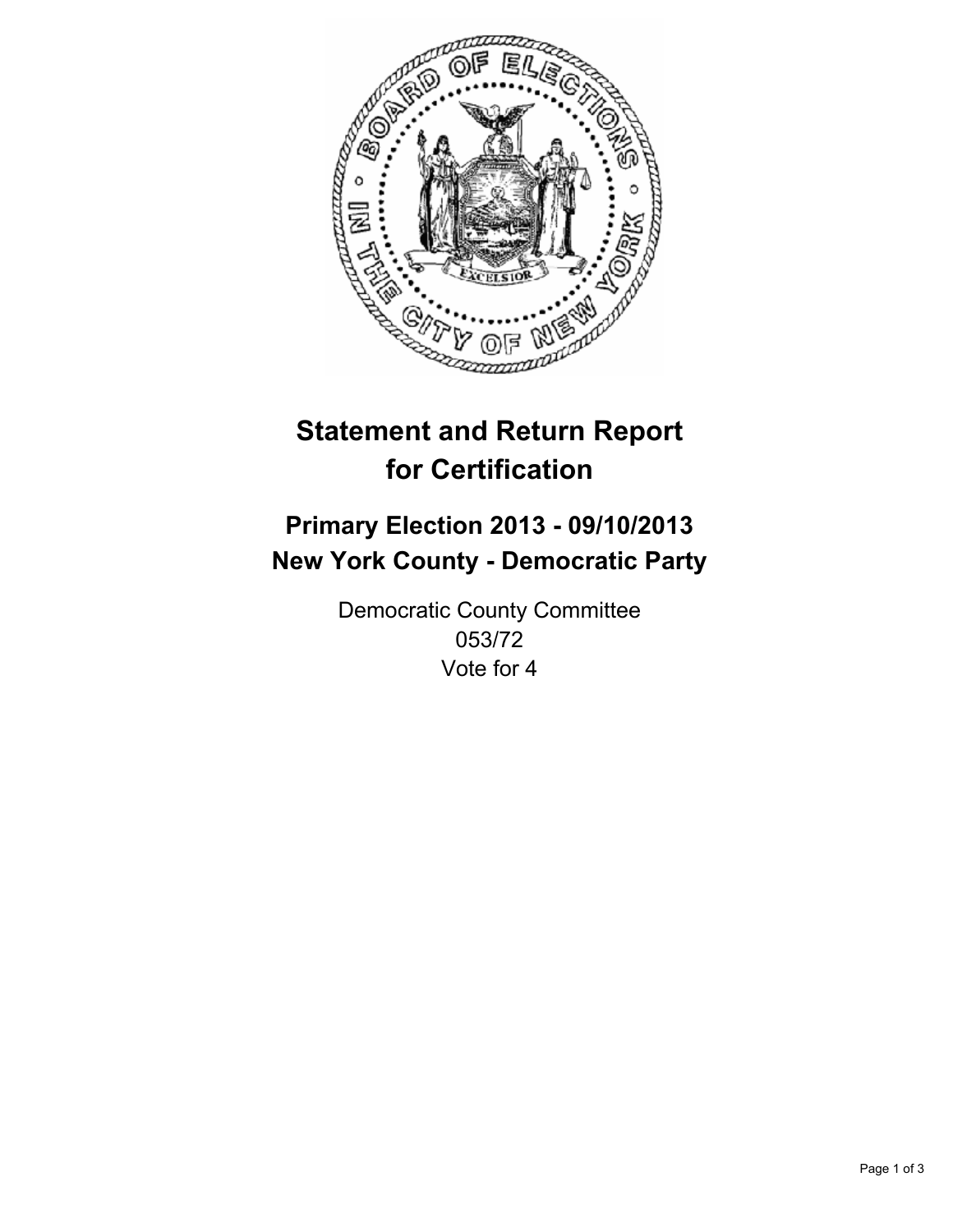# Statement and Return Report for Certification

## Primary Election 2013 - 09/10/2013
## New York County - Democratic Party

Democratic County Committee
053/72
Vote for 4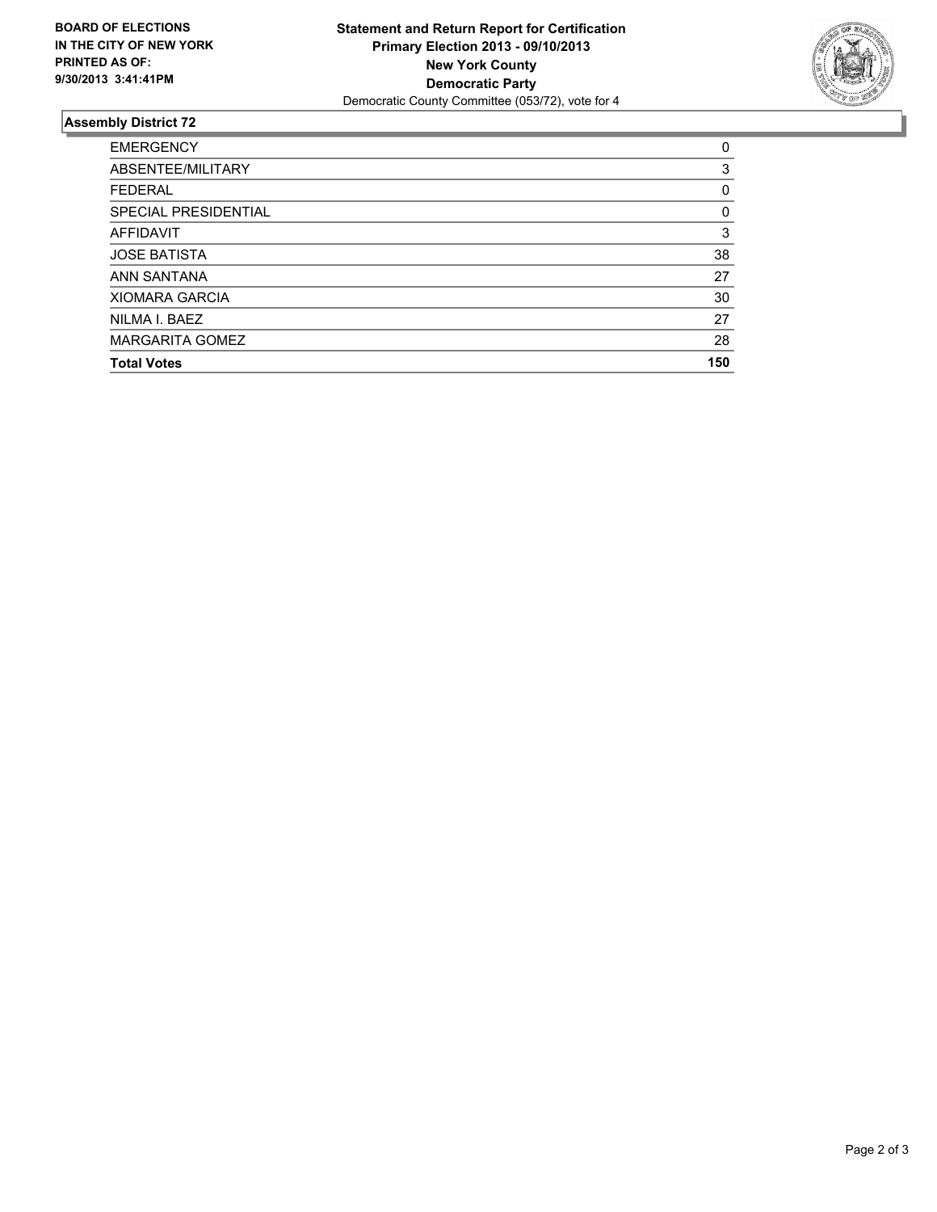**BOARD OF ELECTIONS IN THE CITY OF NEW YORK PRINTED AS OF: 9/30/2013 3:41:41PM**

**Statement and Return Report for Certification**
**Primary Election 2013 - 09/10/2013**
**New York County**
**Democratic Party**
Democratic County Committee (053/72), vote for 4

### Assembly District 72

| | |
|---|---|
| EMERGENCY | 0 |
| ABSENTEE/MILITARY | 3 |
| FEDERAL | 0 |
| SPECIAL PRESIDENTIAL | 0 |
| AFFIDAVIT | 3 |
| JOSE BATISTA | 38 |
| ANN SANTANA | 27 |
| XIOMARA GARCIA | 30 |
| NILMA I. BAEZ | 27 |
| MARGARITA GOMEZ | 28 |
| **Total Votes** | **150** |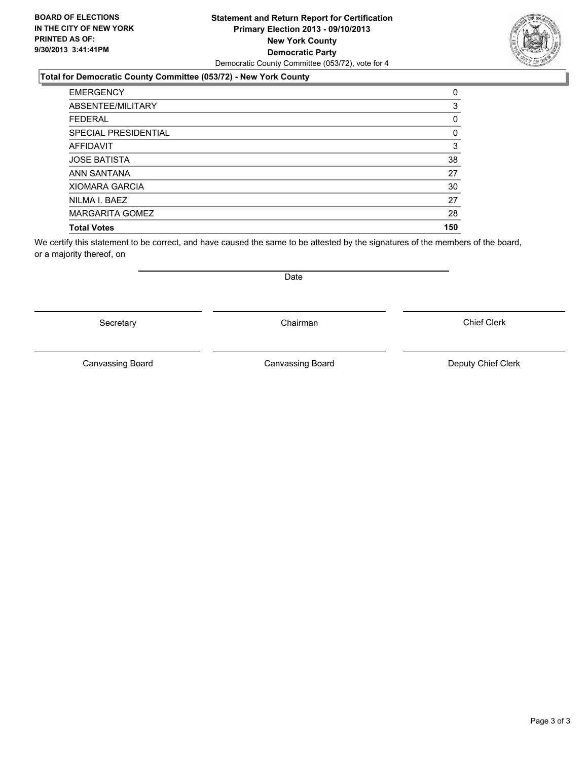**BOARD OF ELECTIONS**
**IN THE CITY OF NEW YORK**
**PRINTED AS OF:**
**9/30/2013 3:41:41PM**

**Statement and Return Report for Certification**
**Primary Election 2013 - 09/10/2013**
**New York County**
**Democratic Party**
Democratic County Committee (053/72), vote for 4

**Total for Democratic County Committee (053/72) - New York County**

| | |
|---|---|
| EMERGENCY | 0 |
| ABSENTEE/MILITARY | 3 |
| FEDERAL | 0 |
| SPECIAL PRESIDENTIAL | 0 |
| AFFIDAVIT | 3 |
| JOSE BATISTA | 38 |
| ANN SANTANA | 27 |
| XIOMARA GARCIA | 30 |
| NILMA I. BAEZ | 27 |
| MARGARITA GOMEZ | 28 |
| **Total Votes** | **150** |

We certify this statement to be correct, and have caused the same to be attested by the signatures of the members of the board, or a majority thereof, on

Date

Secretary

Chairman

Chief Clerk

Canvassing Board

Canvassing Board

Deputy Chief Clerk